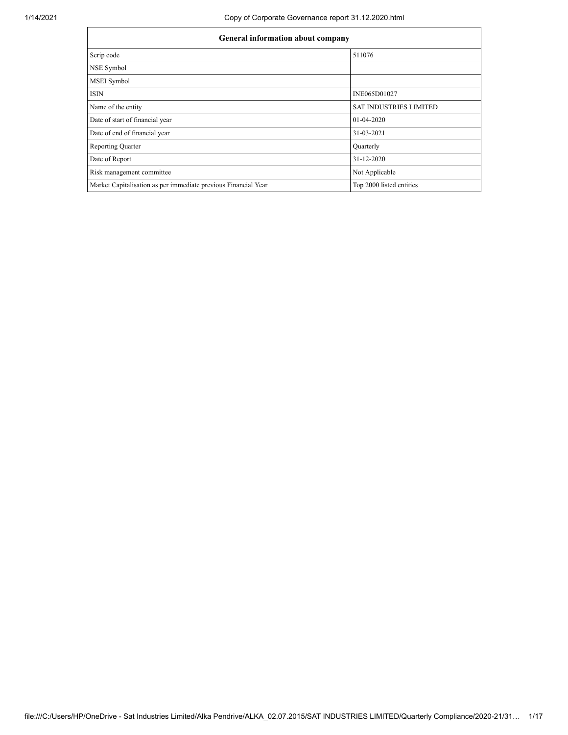| General information about company | |
|---|---|
| Scrip code | 511076 |
| NSE Symbol | |
| MSEI Symbol | |
| ISIN | INE065D01027 |
| Name of the entity | SAT INDUSTRIES LIMITED |
| Date of start of financial year | 01-04-2020 |
| Date of end of financial year | 31-03-2021 |
| Reporting Quarter | Quarterly |
| Date of Report | 31-12-2020 |
| Risk management committee | Not Applicable |
| Market Capitalisation as per immediate previous Financial Year | Top 2000 listed entities |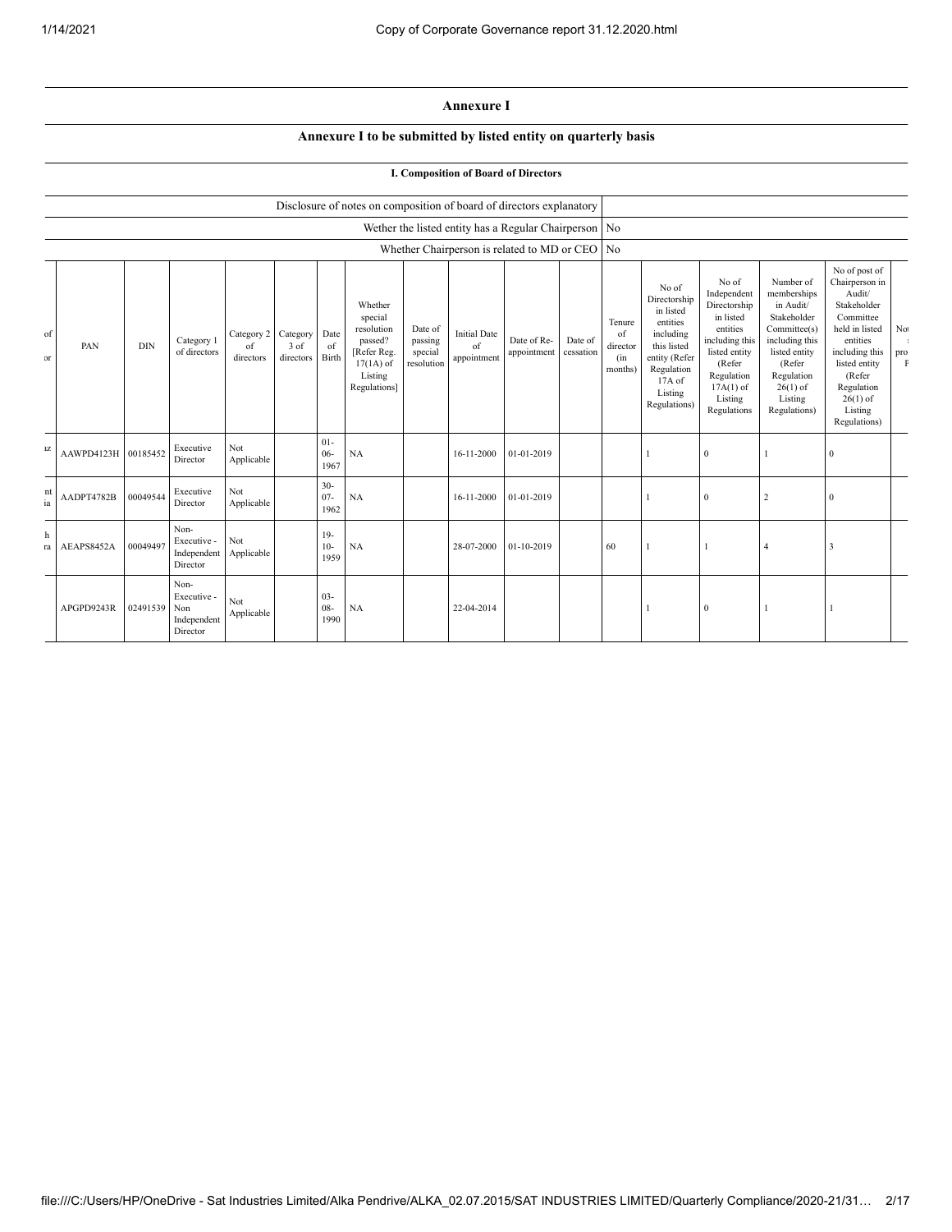# Annexure I

## Annexure I to be submitted by listed entity on quarterly basis

### I. Composition of Board of Directors

| Disclosure of notes on composition of board of directors explanatory | |
|---|---|
| Wether the listed entity has a Regular Chairperson | No |
| Whether Chairperson is related to MD or CEO | No |

| of or | PAN | DIN | Category 1 of directors | Category 2 of directors | Category 3 of directors | Date of Birth | Whether special resolution passed? [Refer Reg. 17(1A) of Listing Regulations] | Date of passing special resolution | Initial Date of appointment | Date of Re-appointment | Date of cessation | Tenure of director (in months) | No of Directorship in listed entities including this listed entity (Refer Regulation 17A of Listing Regulations) | No of Independent Directorship in listed entities including this listed entity (Refer Regulation 17A(1) of Listing Regulations | Number of memberships in Audit/ Stakeholder Committee(s) including this listed entity (Refer Regulation 26(1) of Listing Regulations) | No of post of Chairperson in Audit/ Stakeholder Committee held in listed entities including this listed entity (Refer Regulation 26(1) of Listing Regulations) | No pro F |
|---|---|---|---|---|---|---|---|---|---|---|---|---|---|---|---|---|---|
| ız | AAWPD4123H | 00185452 | Executive Director | Not Applicable | | 01-06-1967 | NA | | 16-11-2000 | 01-01-2019 | | | 1 | 0 | 1 | 0 | |
| nt ia | AADPT4782B | 00049544 | Executive Director | Not Applicable | | 30-07-1962 | NA | | 16-11-2000 | 01-01-2019 | | | 1 | 0 | 2 | 0 | |
| h ra | AEAPS8452A | 00049497 | Non-Executive - Independent Director | Not Applicable | | 19-10-1959 | NA | | 28-07-2000 | 01-10-2019 | | 60 | 1 | 1 | 4 | 3 | |
| | APGPD9243R | 02491539 | Non-Executive - Non Independent Director | Not Applicable | | 03-08-1990 | NA | | 22-04-2014 | | | | 1 | 0 | 1 | 1 | |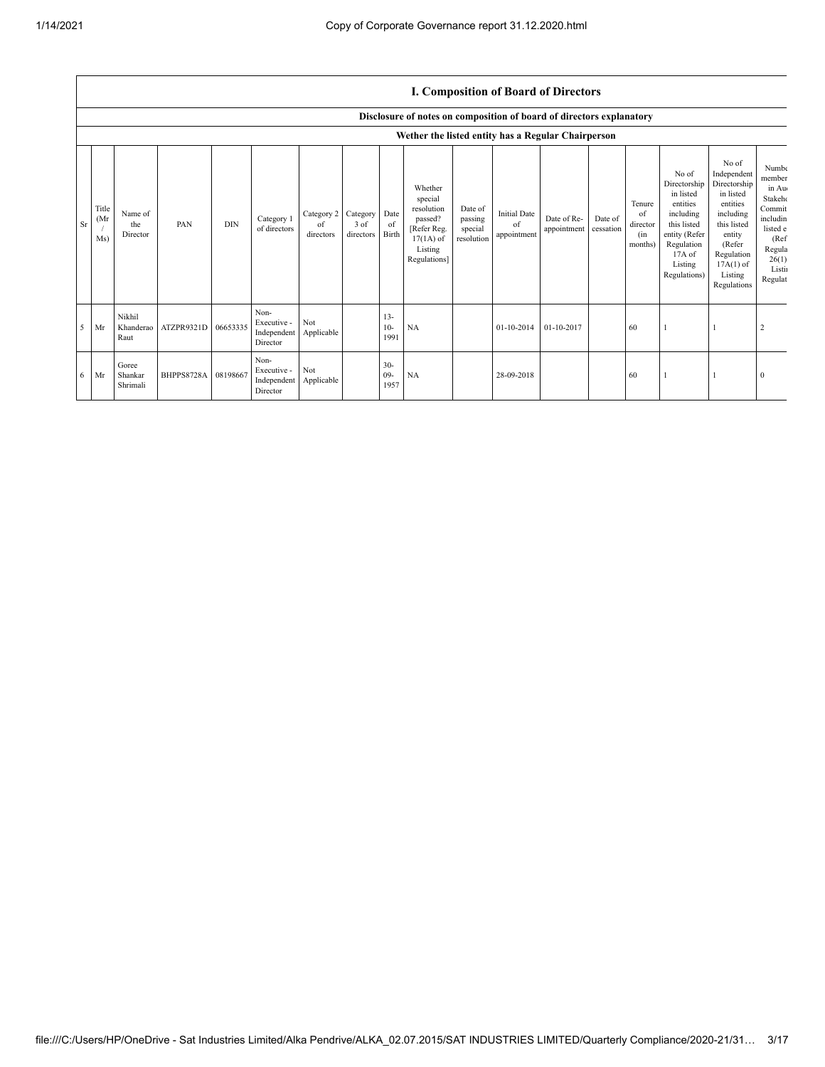## I. Composition of Board of Directors

### Disclosure of notes on composition of board of directors explanatory

### Wether the listed entity has a Regular Chairperson

| Sr | Title (Mr / Ms) | Name of the Director | PAN | DIN | Category 1 of directors | Category 2 of directors | Category 3 of directors | Date of Birth | Whether special resolution passed? [Refer Reg. 17(1A) of Listing Regulations] | Date of passing special resolution | Initial Date of appointment | Date of Re-appointment | Date of cessation | Tenure of director (in months) | No of Directorship in listed entities including this listed entity (Refer Regulation 17A of Listing Regulations) | No of Independent Directorship in listed entities including this listed entity (Refer Regulation 17A(1) of Listing Regulations | Number of memberships in Audit/ Stakeholder Committee(s) including this listed entity (Refer Regulation 26(1) of Listing Regulations) |
|---|---|---|---|---|---|---|---|---|---|---|---|---|---|---|---|---|---|
| 5 | Mr | Nikhil Khanderao Raut | ATZPR9321D | 06653335 | Non-Executive - Independent Director | Not Applicable | | 13-10-1991 | NA | | 01-10-2014 | 01-10-2017 | | 60 | 1 | 1 | 2 |
| 6 | Mr | Goree Shankar Shrimali | BHPPS8728A | 08198667 | Non-Executive - Independent Director | Not Applicable | | 30-09-1957 | NA | | 28-09-2018 | | | 60 | 1 | 1 | 0 |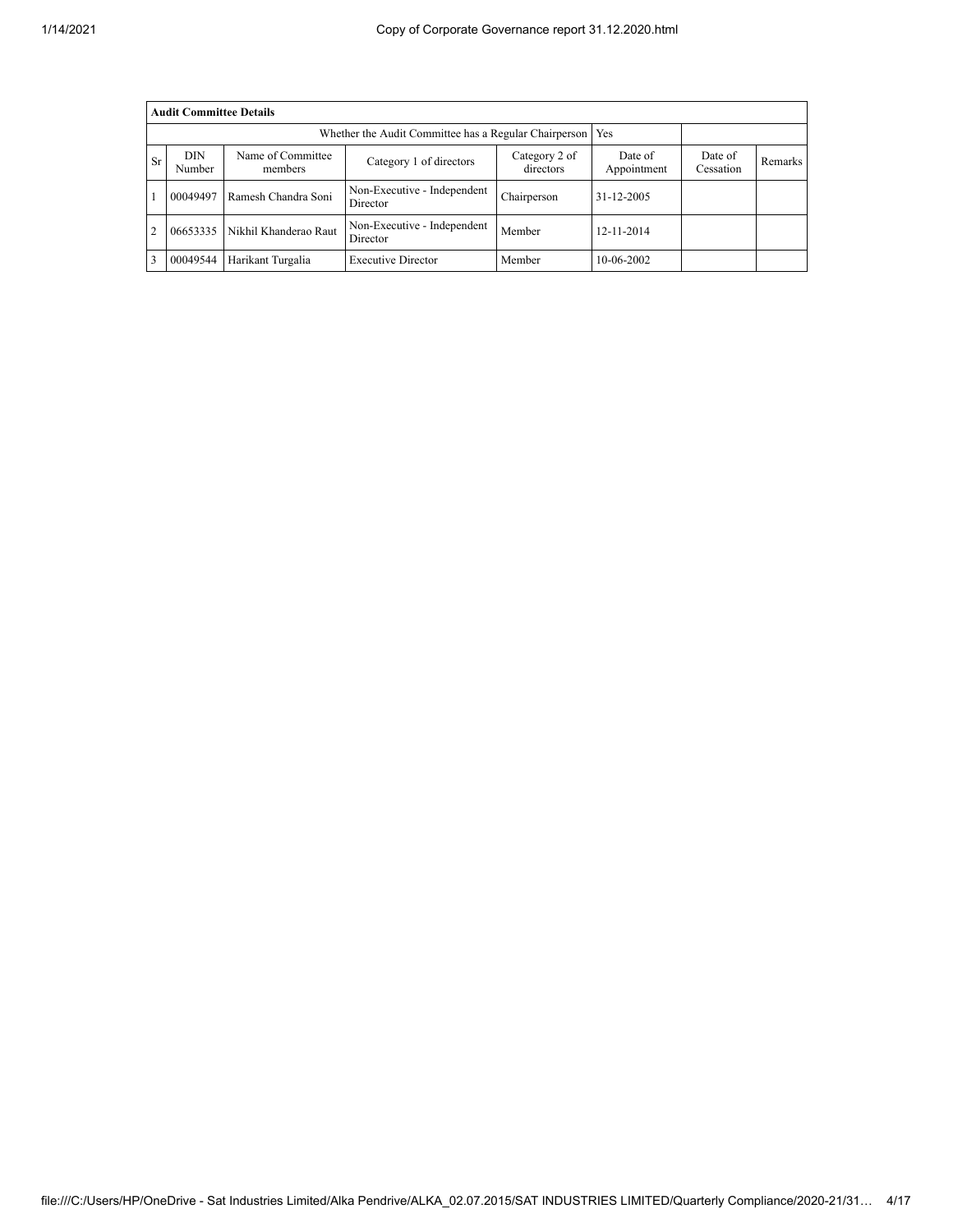| Audit Committee Details | | | | | | | |
|---|---|---|---|---|---|---|---|
| Whether the Audit Committee has a Regular Chairperson | | | | | Yes | | |
| Sr | DIN Number | Name of Committee members | Category 1 of directors | Category 2 of directors | Date of Appointment | Date of Cessation | Remarks |
| 1 | 00049497 | Ramesh Chandra Soni | Non-Executive - Independent Director | Chairperson | 31-12-2005 | | |
| 2 | 06653335 | Nikhil Khanderao Raut | Non-Executive - Independent Director | Member | 12-11-2014 | | |
| 3 | 00049544 | Harikant Turgalia | Executive Director | Member | 10-06-2002 | | |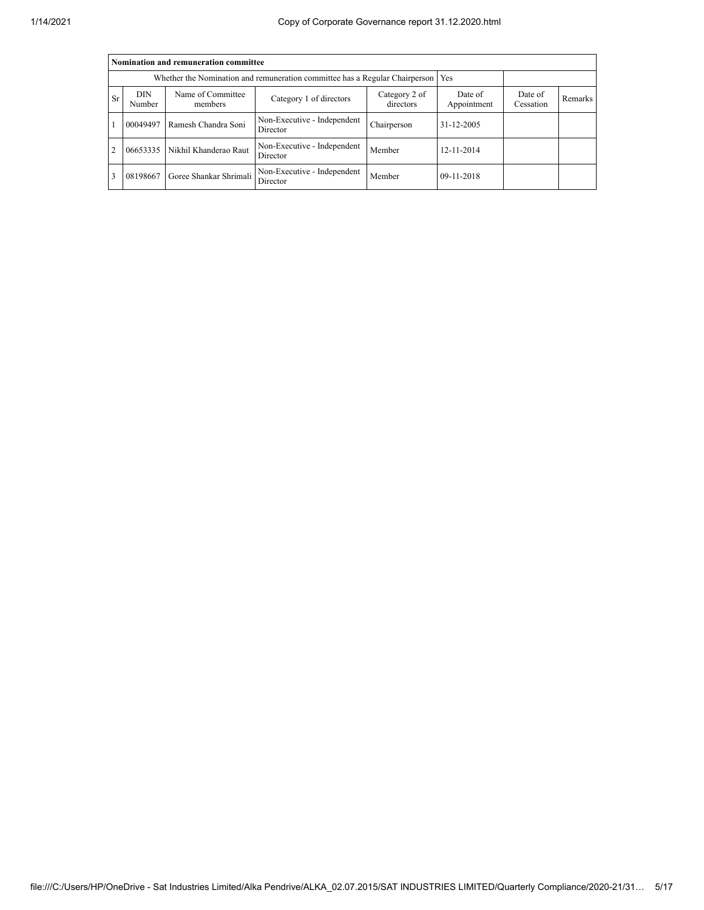| Nomination and remuneration committee | | | | | | | |
|---|---|---|---|---|---|---|---|
| Whether the Nomination and remuneration committee has a Regular Chairperson | | | | | Yes | | |
| Sr | DIN Number | Name of Committee members | Category 1 of directors | Category 2 of directors | Date of Appointment | Date of Cessation | Remarks |
| 1 | 00049497 | Ramesh Chandra Soni | Non-Executive - Independent Director | Chairperson | 31-12-2005 | | |
| 2 | 06653335 | Nikhil Khanderao Raut | Non-Executive - Independent Director | Member | 12-11-2014 | | |
| 3 | 08198667 | Goree Shankar Shrimali | Non-Executive - Independent Director | Member | 09-11-2018 | | |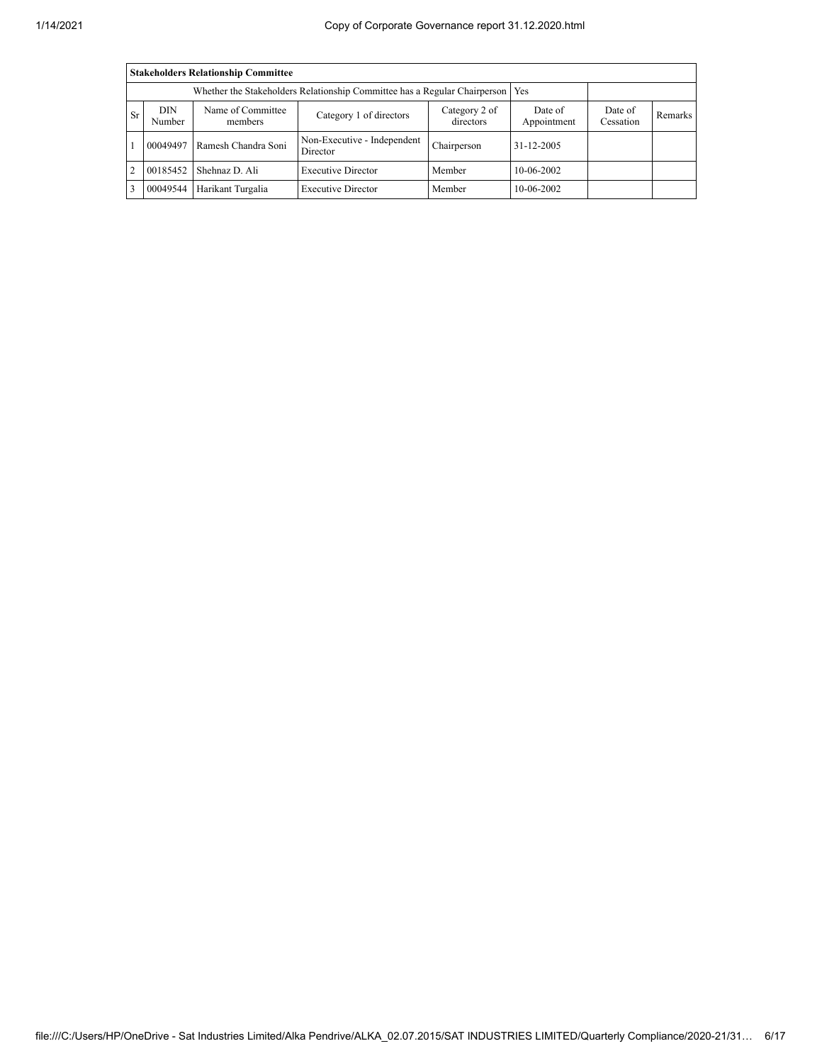**Stakeholders Relationship Committee**

Whether the Stakeholders Relationship Committee has a Regular Chairperson: Yes

| Sr | DIN Number | Name of Committee members | Category 1 of directors | Category 2 of directors | Date of Appointment | Date of Cessation | Remarks |
|---|---|---|---|---|---|---|---|
| 1 | 00049497 | Ramesh Chandra Soni | Non-Executive - Independent Director | Chairperson | 31-12-2005 | | |
| 2 | 00185452 | Shehnaz D. Ali | Executive Director | Member | 10-06-2002 | | |
| 3 | 00049544 | Harikant Turgalia | Executive Director | Member | 10-06-2002 | | |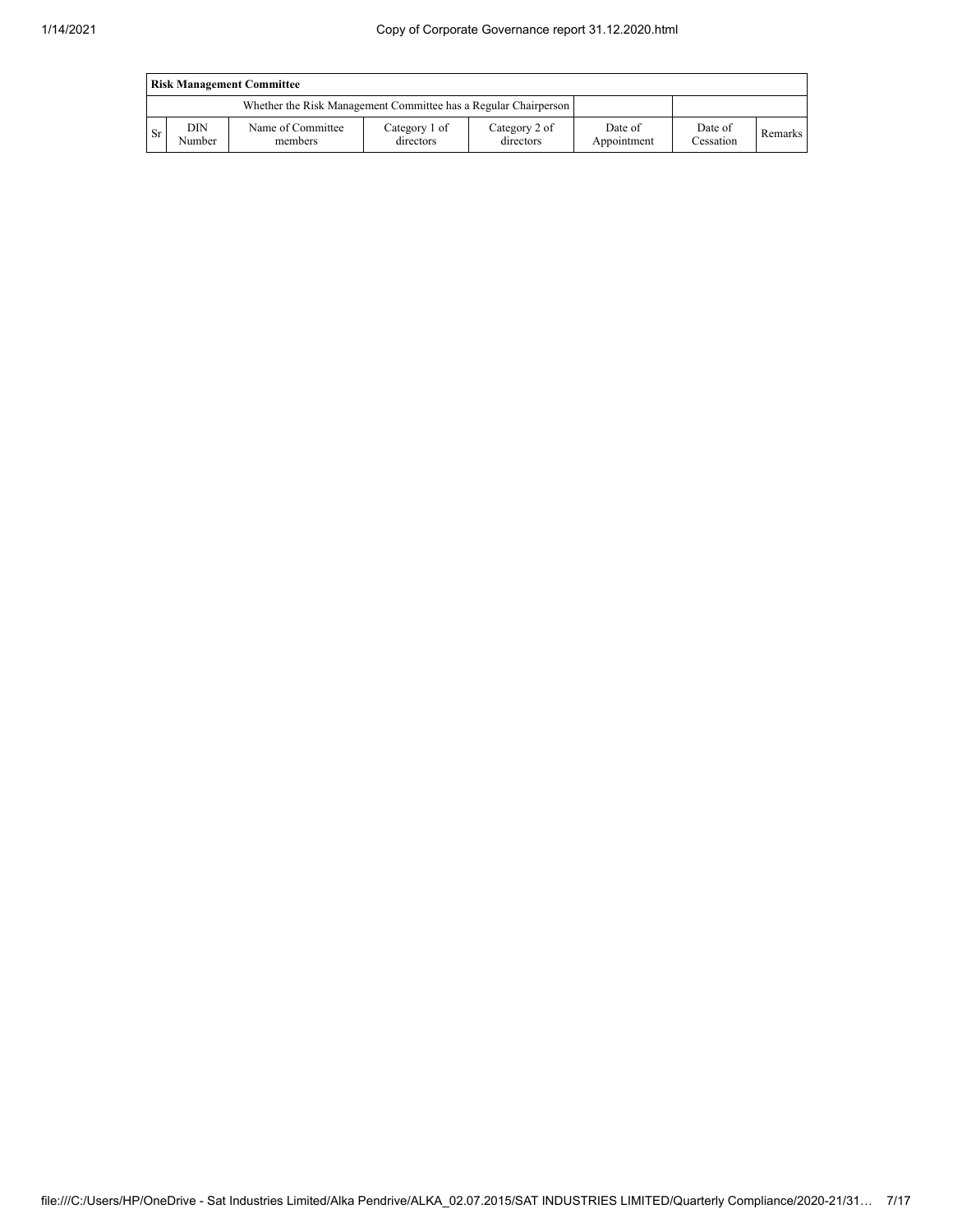| Risk Management Committee | | | | | | | |
|---|---|---|---|---|---|---|---|
| | | Whether the Risk Management Committee has a Regular Chairperson | | | | | |
| Sr | DIN Number | Name of Committee members | Category 1 of directors | Category 2 of directors | Date of Appointment | Date of Cessation | Remarks |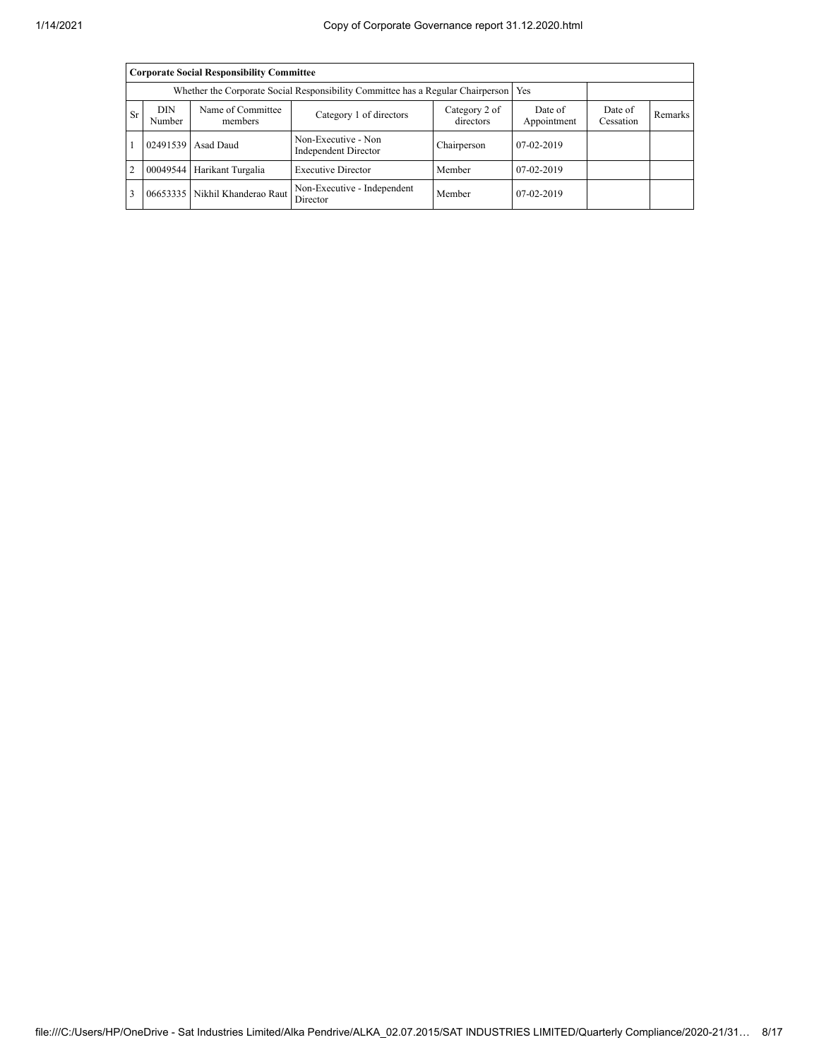| Corporate Social Responsibility Committee | | | | | | | |
|---|---|---|---|---|---|---|---|
| Whether the Corporate Social Responsibility Committee has a Regular Chairperson | | | | | Yes | | |
| Sr | DIN Number | Name of Committee members | Category 1 of directors | Category 2 of directors | Date of Appointment | Date of Cessation | Remarks |
| 1 | 02491539 | Asad Daud | Non-Executive - Non Independent Director | Chairperson | 07-02-2019 | | |
| 2 | 00049544 | Harikant Turgalia | Executive Director | Member | 07-02-2019 | | |
| 3 | 06653335 | Nikhil Khanderao Raut | Non-Executive - Independent Director | Member | 07-02-2019 | | |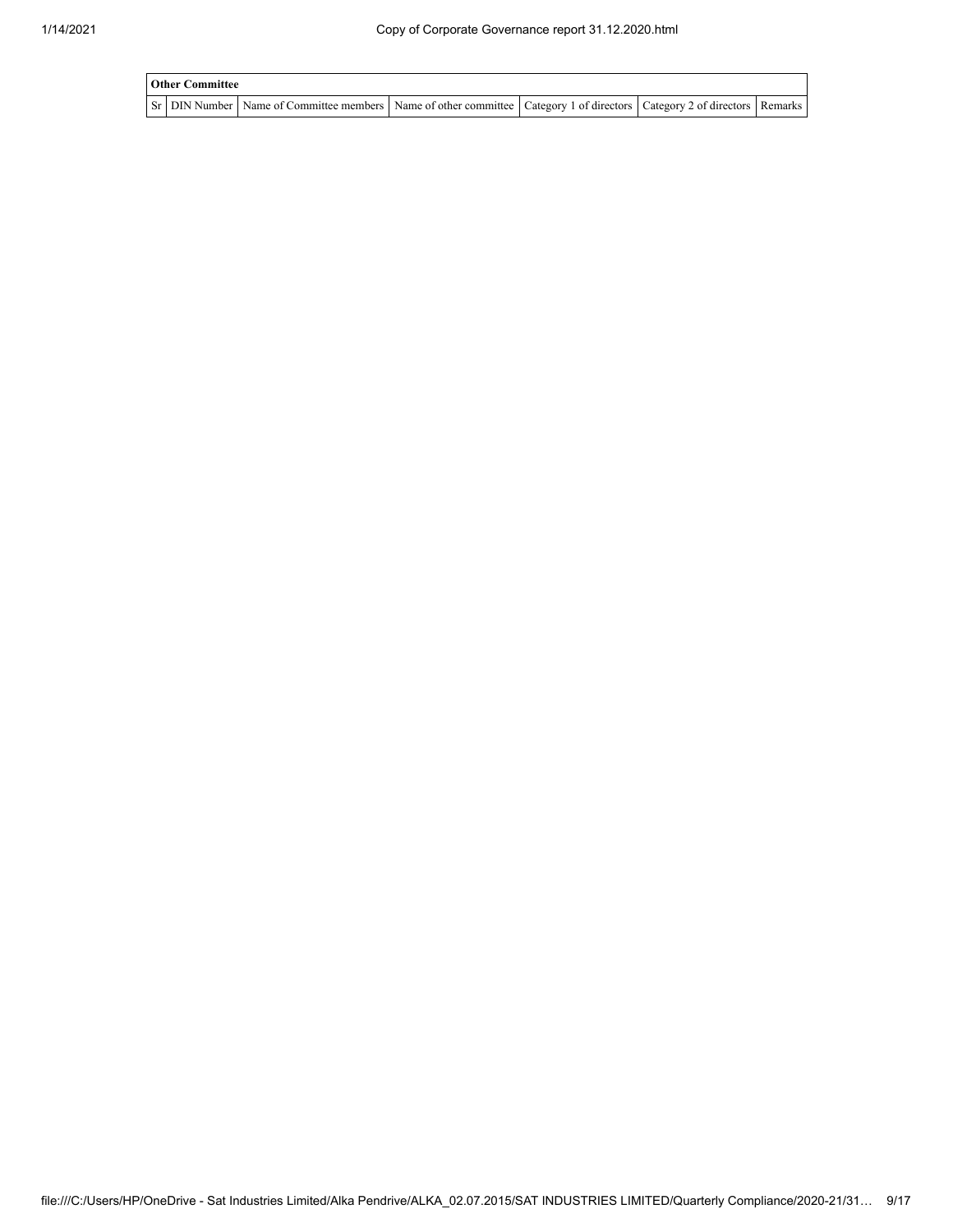| Other Committee | | | | | | |
|---|---|---|---|---|---|---|
| Sr | DIN Number | Name of Committee members | Name of other committee | Category 1 of directors | Category 2 of directors | Remarks |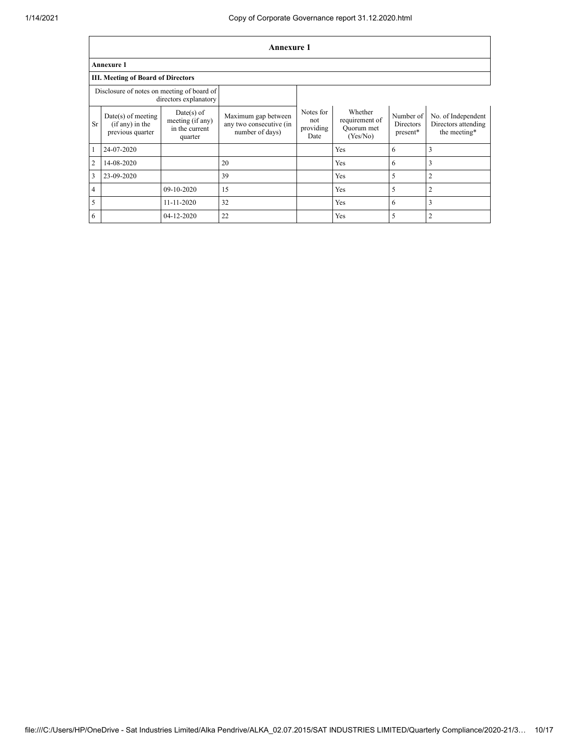# Annexure 1

**Annexure 1**

**III. Meeting of Board of Directors**

| Disclosure of notes on meeting of board of directors explanatory | | | | | | | |
|---|---|---|---|---|---|---|---|
| Sr | Date(s) of meeting (if any) in the previous quarter | Date(s) of meeting (if any) in the current quarter | Maximum gap between any two consecutive (in number of days) | Notes for not providing Date | Whether requirement of Quorum met (Yes/No) | Number of Directors present* | No. of Independent Directors attending the meeting* |
| 1 | 24-07-2020 | | | | Yes | 6 | 3 |
| 2 | 14-08-2020 | | 20 | | Yes | 6 | 3 |
| 3 | 23-09-2020 | | 39 | | Yes | 5 | 2 |
| 4 | | 09-10-2020 | 15 | | Yes | 5 | 2 |
| 5 | | 11-11-2020 | 32 | | Yes | 6 | 3 |
| 6 | | 04-12-2020 | 22 | | Yes | 5 | 2 |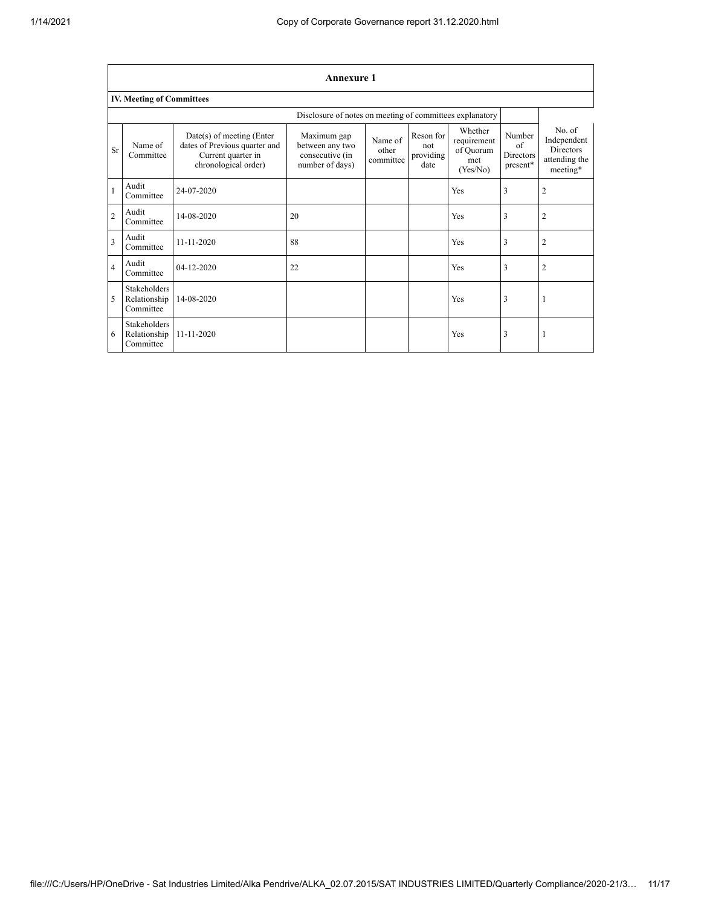## Annexure 1

### IV. Meeting of Committees

Disclosure of notes on meeting of committees explanatory

| Sr | Name of Committee | Date(s) of meeting (Enter dates of Previous quarter and Current quarter in chronological order) | Maximum gap between any two consecutive (in number of days) | Name of other committee | Reson for not providing date | Whether requirement of Quorum met (Yes/No) | Number of Directors present* | No. of Independent Directors attending the meeting* |
|---|---|---|---|---|---|---|---|---|
| 1 | Audit Committee | 24-07-2020 | | | | Yes | 3 | 2 |
| 2 | Audit Committee | 14-08-2020 | 20 | | | Yes | 3 | 2 |
| 3 | Audit Committee | 11-11-2020 | 88 | | | Yes | 3 | 2 |
| 4 | Audit Committee | 04-12-2020 | 22 | | | Yes | 3 | 2 |
| 5 | Stakeholders Relationship Committee | 14-08-2020 | | | | Yes | 3 | 1 |
| 6 | Stakeholders Relationship Committee | 11-11-2020 | | | | Yes | 3 | 1 |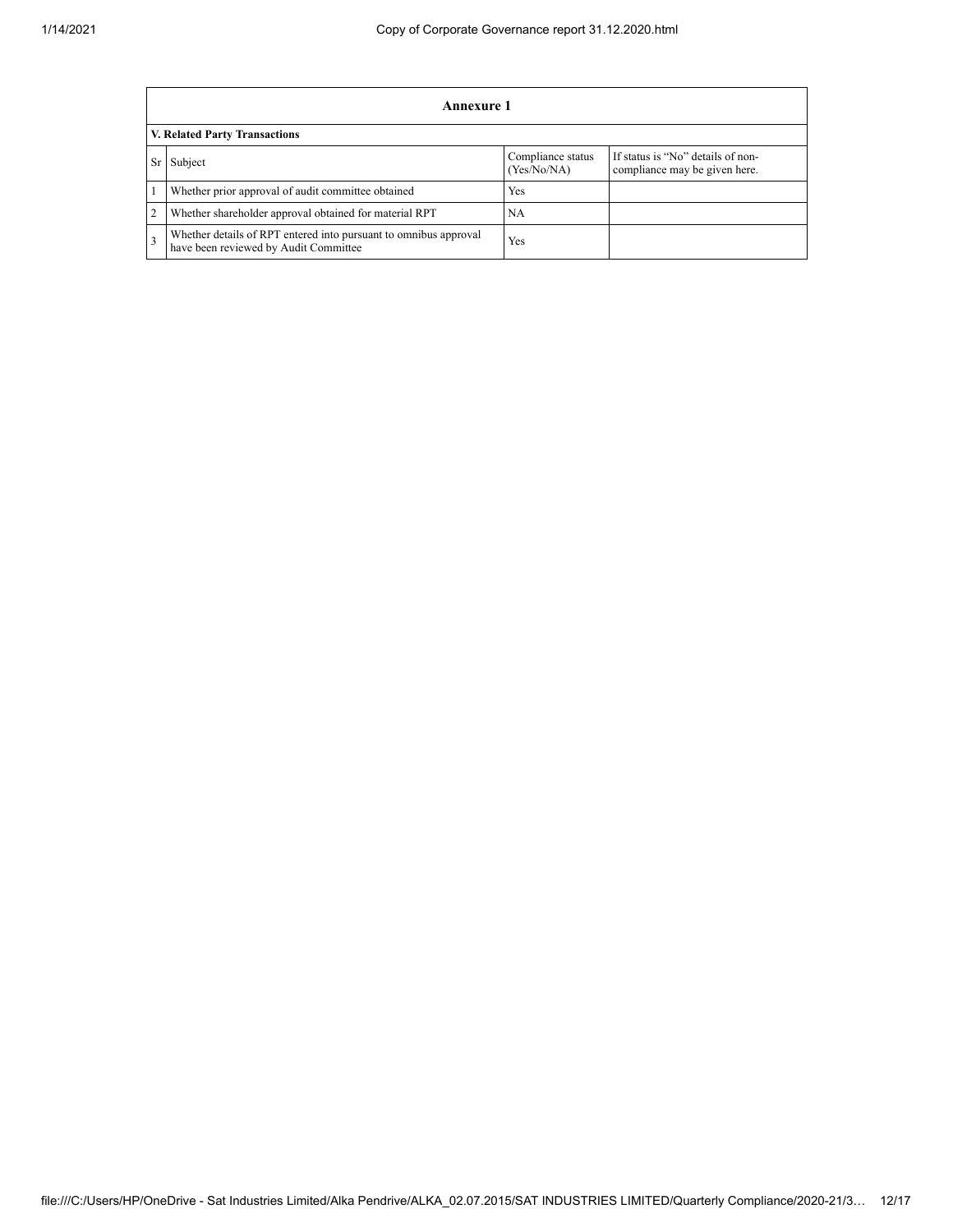## Annexure 1

### V. Related Party Transactions

| Sr | Subject | Compliance status (Yes/No/NA) | If status is "No" details of non-compliance may be given here. |
|---|---|---|---|
| 1 | Whether prior approval of audit committee obtained | Yes | |
| 2 | Whether shareholder approval obtained for material RPT | NA | |
| 3 | Whether details of RPT entered into pursuant to omnibus approval have been reviewed by Audit Committee | Yes | |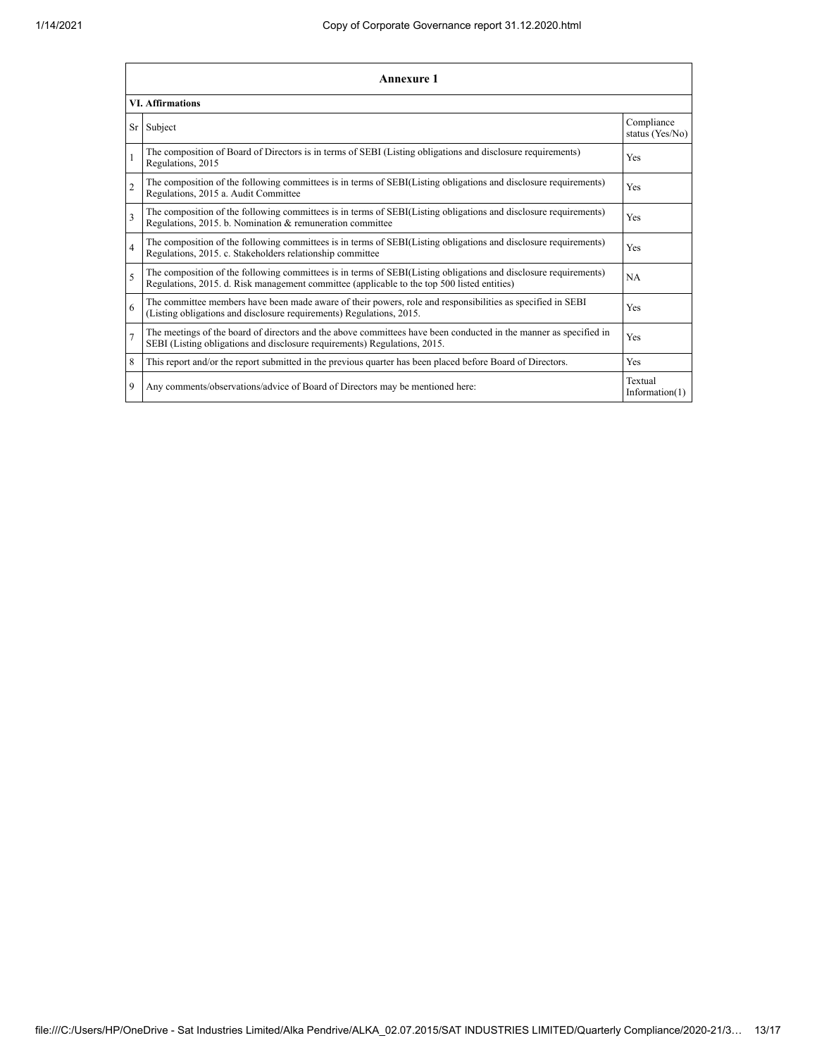## Annexure 1

### VI. Affirmations

| Sr | Subject | Compliance status (Yes/No) |
|---|---|---|
| 1 | The composition of Board of Directors is in terms of SEBI (Listing obligations and disclosure requirements) Regulations, 2015 | Yes |
| 2 | The composition of the following committees is in terms of SEBI(Listing obligations and disclosure requirements) Regulations, 2015 a. Audit Committee | Yes |
| 3 | The composition of the following committees is in terms of SEBI(Listing obligations and disclosure requirements) Regulations, 2015. b. Nomination & remuneration committee | Yes |
| 4 | The composition of the following committees is in terms of SEBI(Listing obligations and disclosure requirements) Regulations, 2015. c. Stakeholders relationship committee | Yes |
| 5 | The composition of the following committees is in terms of SEBI(Listing obligations and disclosure requirements) Regulations, 2015. d. Risk management committee (applicable to the top 500 listed entities) | NA |
| 6 | The committee members have been made aware of their powers, role and responsibilities as specified in SEBI (Listing obligations and disclosure requirements) Regulations, 2015. | Yes |
| 7 | The meetings of the board of directors and the above committees have been conducted in the manner as specified in SEBI (Listing obligations and disclosure requirements) Regulations, 2015. | Yes |
| 8 | This report and/or the report submitted in the previous quarter has been placed before Board of Directors. | Yes |
| 9 | Any comments/observations/advice of Board of Directors may be mentioned here: | Textual Information(1) |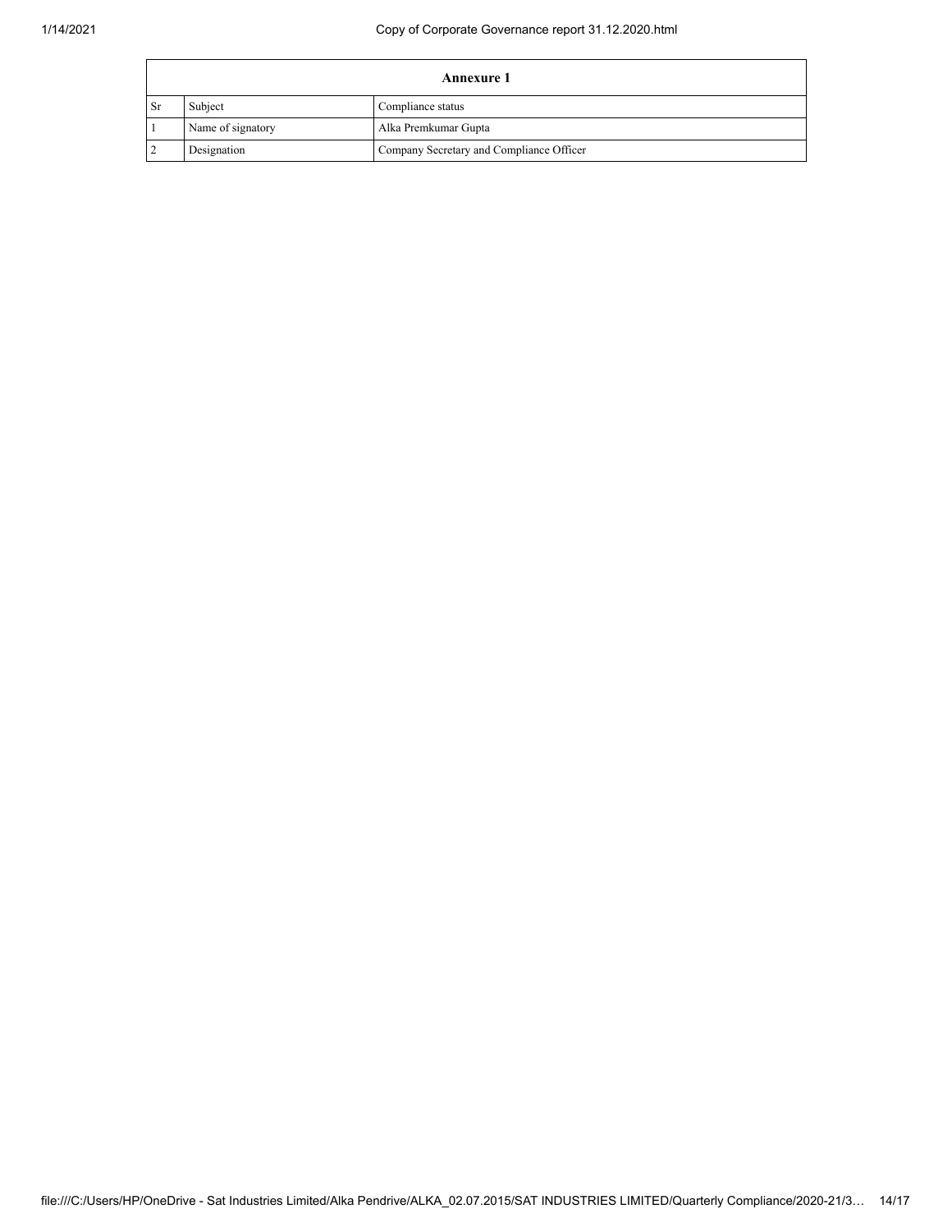| Annexure 1 | | |
|---|---|---|
| Sr | Subject | Compliance status |
| 1 | Name of signatory | Alka Premkumar Gupta |
| 2 | Designation | Company Secretary and Compliance Officer |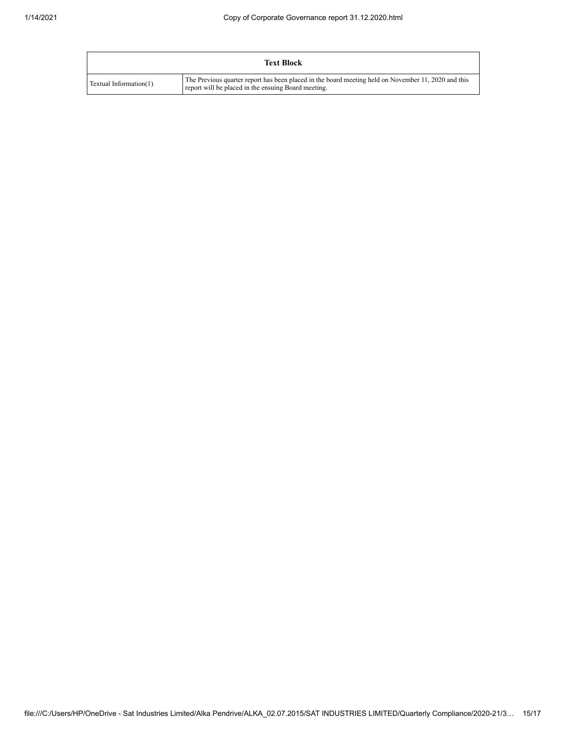| Text Block | |
|---|---|
| Textual Information(1) | The Previous quarter report has been placed in the board meeting held on November 11, 2020 and this report will be placed in the ensuing Board meeting. |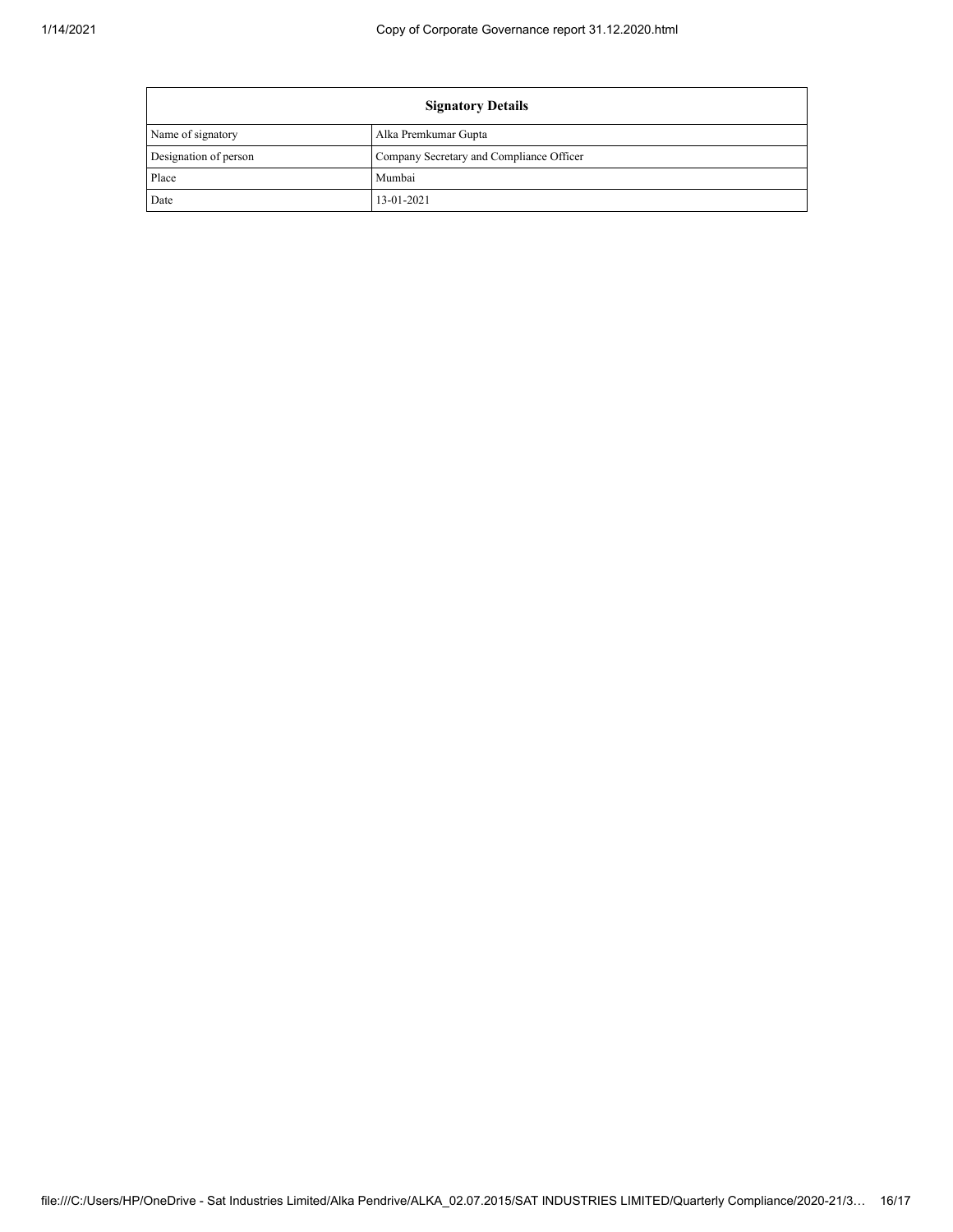| Signatory Details | |
| --- | --- |
| Name of signatory | Alka Premkumar Gupta |
| Designation of person | Company Secretary and Compliance Officer |
| Place | Mumbai |
| Date | 13-01-2021 |